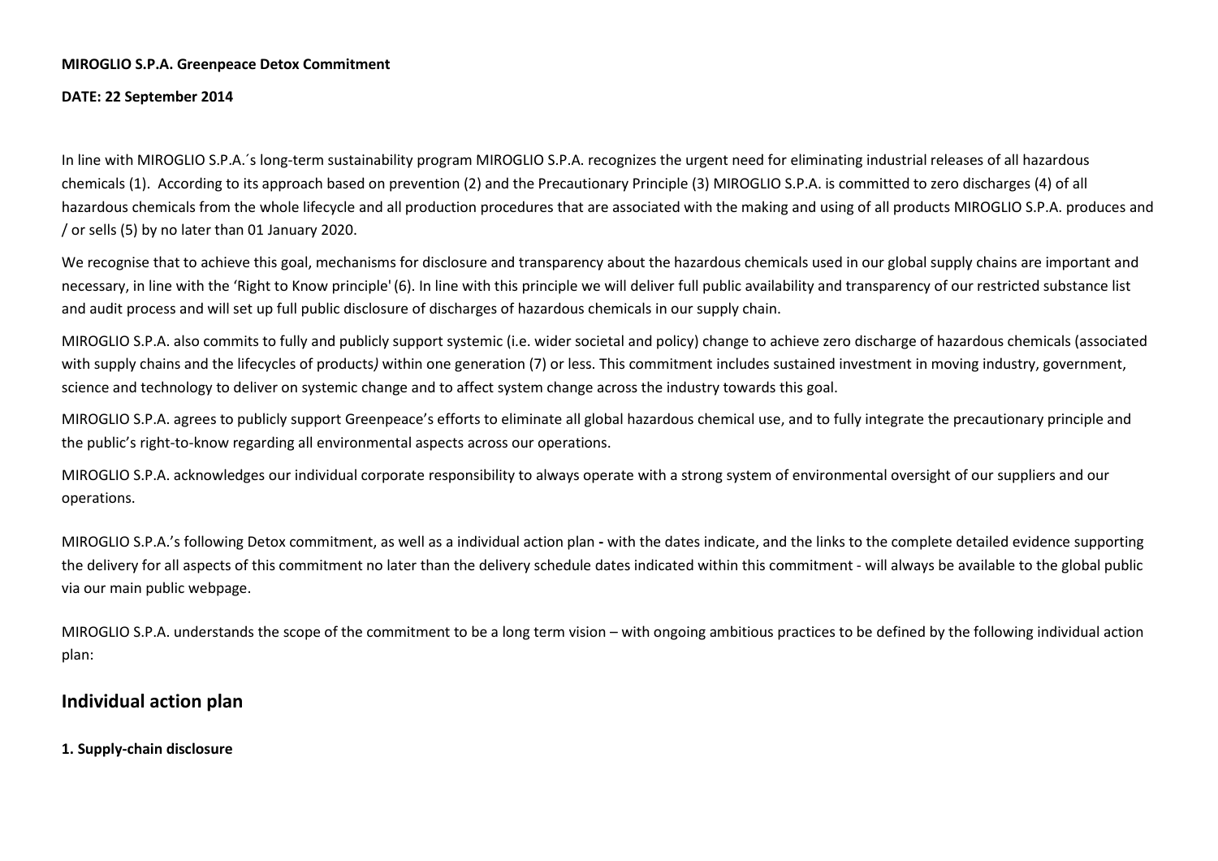**MIROGLIO S.P.A. Greenpeace Detox Commitment**

**DATE: 22 September 2014**

In line with MIROGLIO S.P.A.´s long-term sustainability program MIROGLIO S.P.A. recognizes the urgent need for eliminating industrial releases of all hazardous chemicals (1). According to its approach based on prevention (2) and the Precautionary Principle (3) MIROGLIO S.P.A. is committed to zero discharges (4) of all hazardous chemicals from the whole lifecycle and all production procedures that are associated with the making and using of all products MIROGLIO S.P.A. produces and / or sells (5) by no later than 01 January 2020.

We recognise that to achieve this goal, mechanisms for disclosure and transparency about the hazardous chemicals used in our global supply chains are important and necessary, in line with the 'Right to Know principle' (6). In line with this principle we will deliver full public availability and transparency of our restricted substance list and audit process and will set up full public disclosure of discharges of hazardous chemicals in our supply chain.

MIROGLIO S.P.A. also commits to fully and publicly support systemic (i.e. wider societal and policy) change to achieve zero discharge of hazardous chemicals (associated with supply chains and the lifecycles of products*)* within one generation (7) or less. This commitment includes sustained investment in moving industry, government, science and technology to deliver on systemic change and to affect system change across the industry towards this goal.

MIROGLIO S.P.A. agrees to publicly support Greenpeace's efforts to eliminate all global hazardous chemical use, and to fully integrate the precautionary principle and the public's right-to-know regarding all environmental aspects across our operations.

MIROGLIO S.P.A. acknowledges our individual corporate responsibility to always operate with a strong system of environmental oversight of our suppliers and our operations.

MIROGLIO S.P.A.'s following Detox commitment, as well as a individual action plan **-** with the dates indicate, and the links to the complete detailed evidence supporting the delivery for all aspects of this commitment no later than the delivery schedule dates indicated within this commitment - will always be available to the global public via our main public webpage.

MIROGLIO S.P.A. understands the scope of the commitment to be a long term vision – with ongoing ambitious practices to be defined by the following individual action plan:

## Individual action plan

**1. Supply-chain disclosure**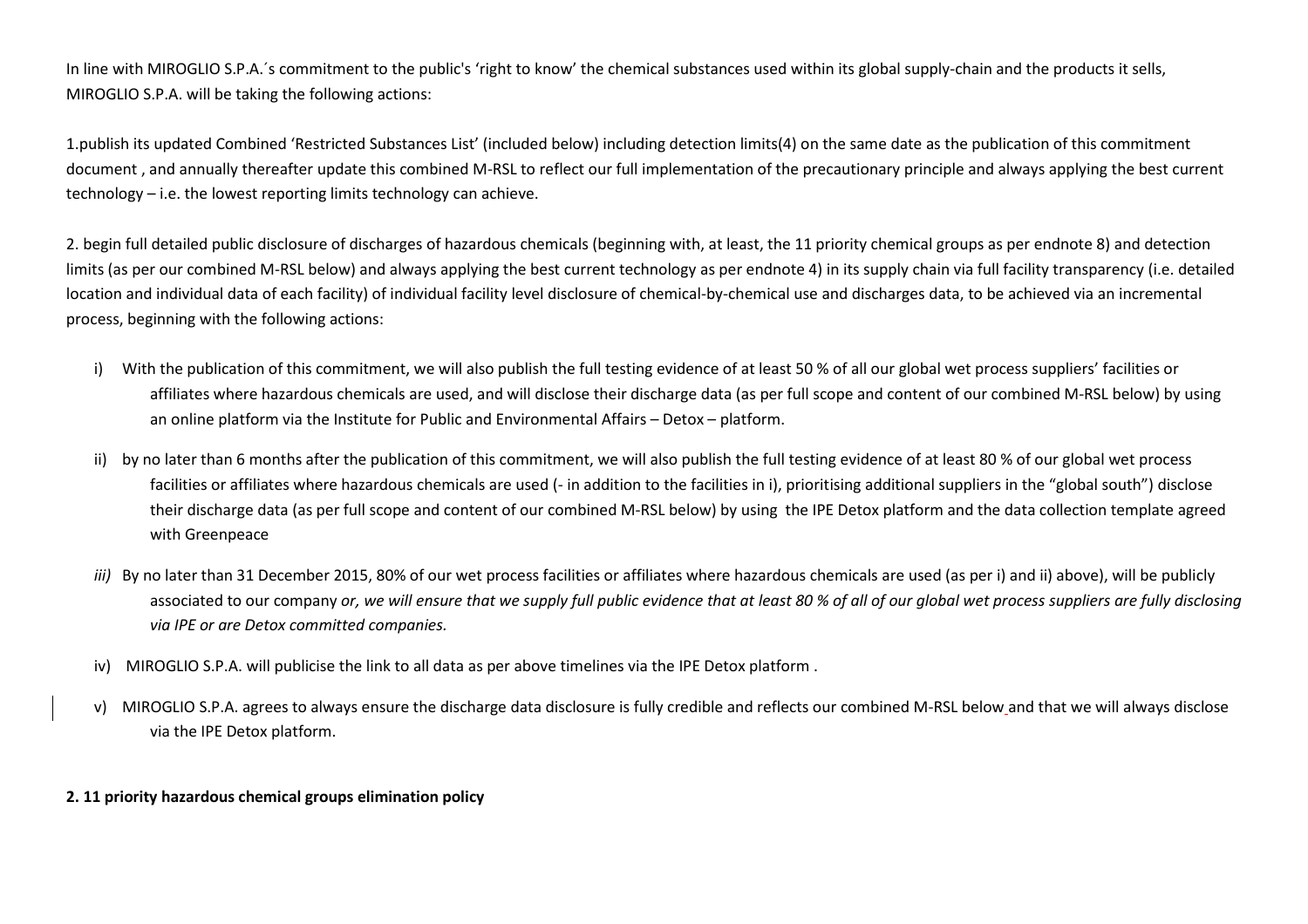In line with MIROGLIO S.P.A.´s commitment to the public's 'right to know' the chemical substances used within its global supply-chain and the products it sells, MIROGLIO S.P.A. will be taking the following actions:

1.publish its updated Combined 'Restricted Substances List' (included below) including detection limits(4) on the same date as the publication of this commitment document , and annually thereafter update this combined M-RSL to reflect our full implementation of the precautionary principle and always applying the best current technology – i.e. the lowest reporting limits technology can achieve.

2. begin full detailed public disclosure of discharges of hazardous chemicals (beginning with, at least, the 11 priority chemical groups as per endnote 8) and detection limits (as per our combined M-RSL below) and always applying the best current technology as per endnote 4) in its supply chain via full facility transparency (i.e. detailed location and individual data of each facility) of individual facility level disclosure of chemical-by-chemical use and discharges data, to be achieved via an incremental process, beginning with the following actions:

i) With the publication of this commitment, we will also publish the full testing evidence of at least 50 % of all our global wet process suppliers' facilities or affiliates where hazardous chemicals are used, and will disclose their discharge data (as per full scope and content of our combined M-RSL below) by using an online platform via the Institute for Public and Environmental Affairs – Detox – platform.

ii) by no later than 6 months after the publication of this commitment, we will also publish the full testing evidence of at least 80 % of our global wet process facilities or affiliates where hazardous chemicals are used (- in addition to the facilities in i), prioritising additional suppliers in the "global south") disclose their discharge data (as per full scope and content of our combined M-RSL below) by using the IPE Detox platform and the data collection template agreed with Greenpeace

*iii)* By no later than 31 December 2015, 80% of our wet process facilities or affiliates where hazardous chemicals are used (as per i) and ii) above), will be publicly associated to our company *or, we will ensure that we supply full public evidence that at least 80 % of all of our global wet process suppliers are fully disclosing via IPE or are Detox committed companies.*

iv) MIROGLIO S.P.A. will publicise the link to all data as per above timelines via the IPE Detox platform .

v) MIROGLIO S.P.A. agrees to always ensure the discharge data disclosure is fully credible and reflects our combined M-RSL below and that we will always disclose via the IPE Detox platform.

**2. 11 priority hazardous chemical groups elimination policy**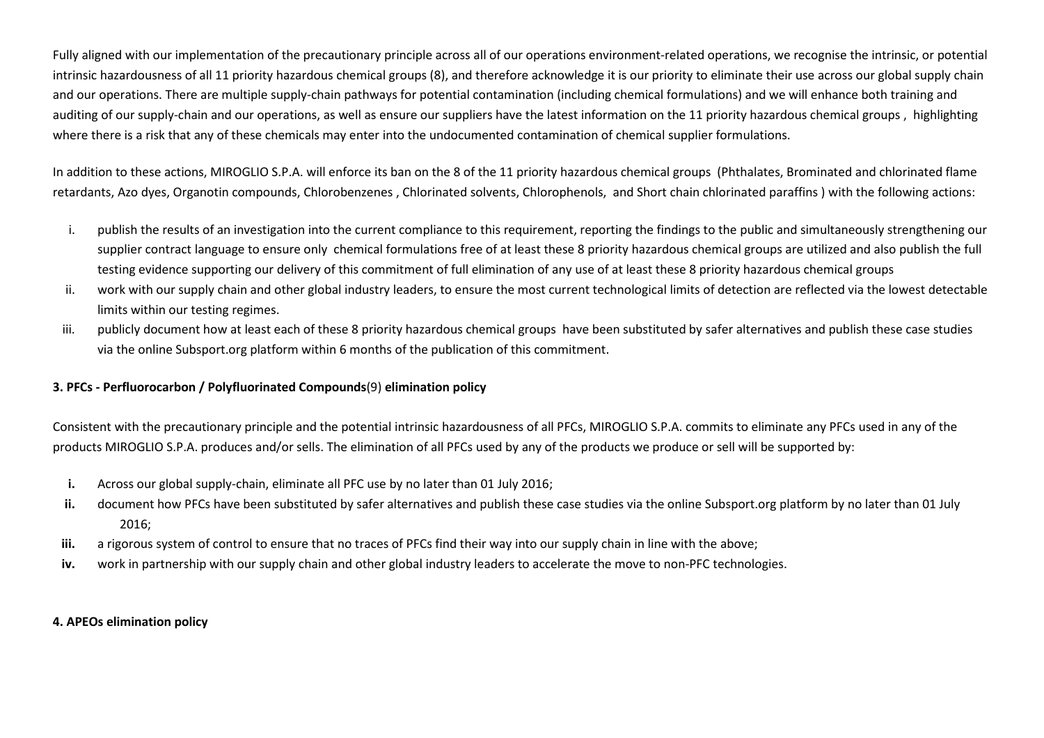Fully aligned with our implementation of the precautionary principle across all of our operations environment-related operations, we recognise the intrinsic, or potential intrinsic hazardousness of all 11 priority hazardous chemical groups (8), and therefore acknowledge it is our priority to eliminate their use across our global supply chain and our operations. There are multiple supply-chain pathways for potential contamination (including chemical formulations) and we will enhance both training and auditing of our supply-chain and our operations, as well as ensure our suppliers have the latest information on the 11 priority hazardous chemical groups , highlighting where there is a risk that any of these chemicals may enter into the undocumented contamination of chemical supplier formulations.

In addition to these actions, MIROGLIO S.P.A. will enforce its ban on the 8 of the 11 priority hazardous chemical groups (Phthalates, Brominated and chlorinated flame retardants, Azo dyes, Organotin compounds, Chlorobenzenes , Chlorinated solvents, Chlorophenols, and Short chain chlorinated paraffins ) with the following actions:

i. publish the results of an investigation into the current compliance to this requirement, reporting the findings to the public and simultaneously strengthening our supplier contract language to ensure only chemical formulations free of at least these 8 priority hazardous chemical groups are utilized and also publish the full testing evidence supporting our delivery of this commitment of full elimination of any use of at least these 8 priority hazardous chemical groups
ii. work with our supply chain and other global industry leaders, to ensure the most current technological limits of detection are reflected via the lowest detectable limits within our testing regimes.
iii. publicly document how at least each of these 8 priority hazardous chemical groups have been substituted by safer alternatives and publish these case studies via the online Subsport.org platform within 6 months of the publication of this commitment.

**3. PFCs - Perfluorocarbon / Polyfluorinated Compounds**(9) **elimination policy**

Consistent with the precautionary principle and the potential intrinsic hazardousness of all PFCs, MIROGLIO S.P.A. commits to eliminate any PFCs used in any of the products MIROGLIO S.P.A. produces and/or sells. The elimination of all PFCs used by any of the products we produce or sell will be supported by:

**i.** Across our global supply-chain, eliminate all PFC use by no later than 01 July 2016;
**ii.** document how PFCs have been substituted by safer alternatives and publish these case studies via the online Subsport.org platform by no later than 01 July 2016;
**iii.** a rigorous system of control to ensure that no traces of PFCs find their way into our supply chain in line with the above;
**iv.** work in partnership with our supply chain and other global industry leaders to accelerate the move to non-PFC technologies.

**4. APEOs elimination policy**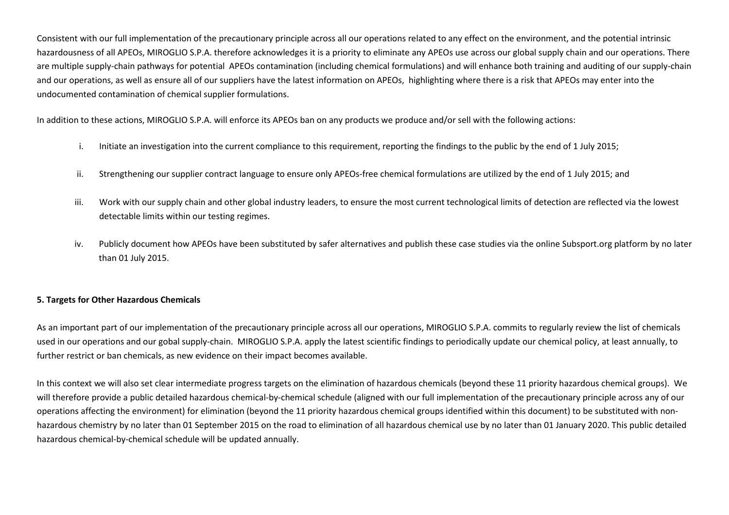Consistent with our full implementation of the precautionary principle across all our operations related to any effect on the environment, and the potential intrinsic hazardousness of all APEOs, MIROGLIO S.P.A. therefore acknowledges it is a priority to eliminate any APEOs use across our global supply chain and our operations. There are multiple supply-chain pathways for potential APEOs contamination (including chemical formulations) and will enhance both training and auditing of our supply-chain and our operations, as well as ensure all of our suppliers have the latest information on APEOs, highlighting where there is a risk that APEOs may enter into the undocumented contamination of chemical supplier formulations.

In addition to these actions, MIROGLIO S.P.A. will enforce its APEOs ban on any products we produce and/or sell with the following actions:

i. Initiate an investigation into the current compliance to this requirement, reporting the findings to the public by the end of 1 July 2015;

ii. Strengthening our supplier contract language to ensure only APEOs-free chemical formulations are utilized by the end of 1 July 2015; and

iii. Work with our supply chain and other global industry leaders, to ensure the most current technological limits of detection are reflected via the lowest detectable limits within our testing regimes.

iv. Publicly document how APEOs have been substituted by safer alternatives and publish these case studies via the online Subsport.org platform by no later than 01 July 2015.

**5. Targets for Other Hazardous Chemicals**

As an important part of our implementation of the precautionary principle across all our operations, MIROGLIO S.P.A. commits to regularly review the list of chemicals used in our operations and our gobal supply-chain. MIROGLIO S.P.A. apply the latest scientific findings to periodically update our chemical policy, at least annually, to further restrict or ban chemicals, as new evidence on their impact becomes available.

In this context we will also set clear intermediate progress targets on the elimination of hazardous chemicals (beyond these 11 priority hazardous chemical groups). We will therefore provide a public detailed hazardous chemical-by-chemical schedule (aligned with our full implementation of the precautionary principle across any of our operations affecting the environment) for elimination (beyond the 11 priority hazardous chemical groups identified within this document) to be substituted with non-hazardous chemistry by no later than 01 September 2015 on the road to elimination of all hazardous chemical use by no later than 01 January 2020. This public detailed hazardous chemical-by-chemical schedule will be updated annually.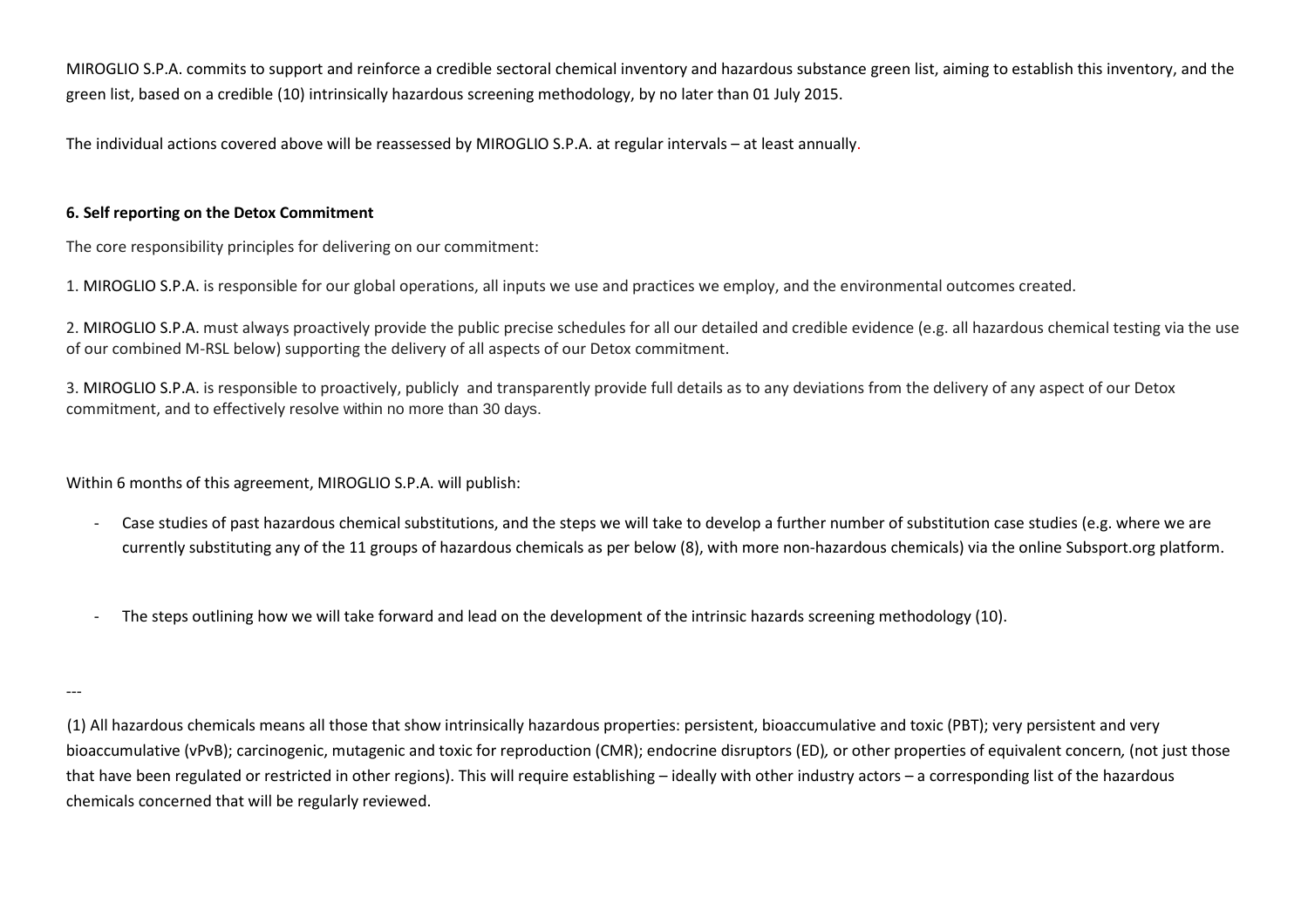MIROGLIO S.P.A. commits to support and reinforce a credible sectoral chemical inventory and hazardous substance green list, aiming to establish this inventory, and the green list, based on a credible (10) intrinsically hazardous screening methodology, by no later than 01 July 2015.

The individual actions covered above will be reassessed by MIROGLIO S.P.A. at regular intervals – at least annually.

**6. Self reporting on the Detox Commitment**

The core responsibility principles for delivering on our commitment:

1. MIROGLIO S.P.A. is responsible for our global operations, all inputs we use and practices we employ, and the environmental outcomes created.

2. MIROGLIO S.P.A. must always proactively provide the public precise schedules for all our detailed and credible evidence (e.g. all hazardous chemical testing via the use of our combined M-RSL below) supporting the delivery of all aspects of our Detox commitment.

3. MIROGLIO S.P.A. is responsible to proactively, publicly and transparently provide full details as to any deviations from the delivery of any aspect of our Detox commitment, and to effectively resolve within no more than 30 days.

Within 6 months of this agreement, MIROGLIO S.P.A. will publish:

- Case studies of past hazardous chemical substitutions, and the steps we will take to develop a further number of substitution case studies (e.g. where we are currently substituting any of the 11 groups of hazardous chemicals as per below (8), with more non-hazardous chemicals) via the online Subsport.org platform.

- The steps outlining how we will take forward and lead on the development of the intrinsic hazards screening methodology (10).

---

(1) All hazardous chemicals means all those that show intrinsically hazardous properties: persistent, bioaccumulative and toxic (PBT); very persistent and very bioaccumulative (vPvB); carcinogenic, mutagenic and toxic for reproduction (CMR); endocrine disruptors (ED), or other properties of equivalent concern, (not just those that have been regulated or restricted in other regions). This will require establishing – ideally with other industry actors – a corresponding list of the hazardous chemicals concerned that will be regularly reviewed.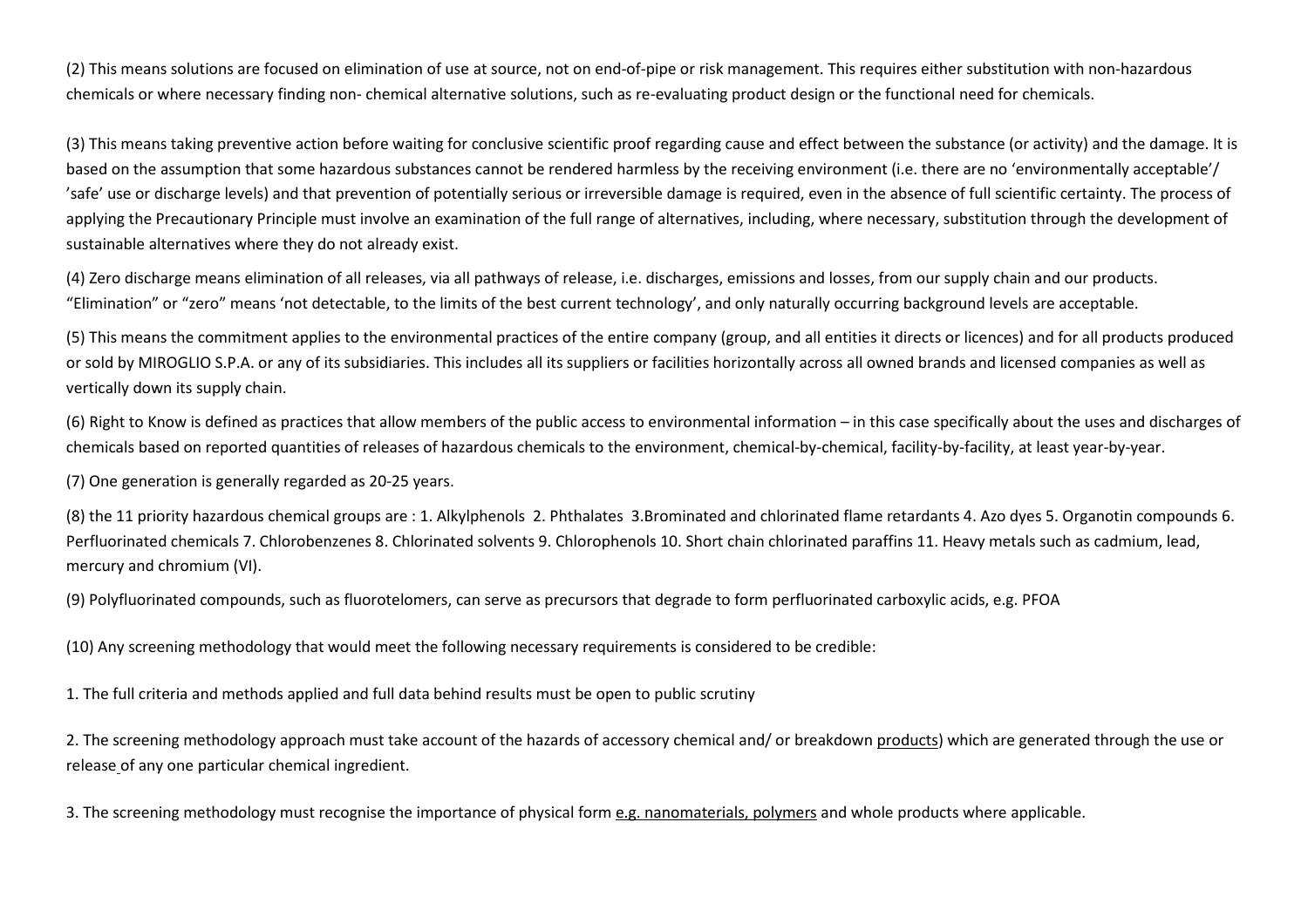(2) This means solutions are focused on elimination of use at source, not on end-of-pipe or risk management. This requires either substitution with non-hazardous chemicals or where necessary finding non- chemical alternative solutions, such as re-evaluating product design or the functional need for chemicals.

(3) This means taking preventive action before waiting for conclusive scientific proof regarding cause and effect between the substance (or activity) and the damage. It is based on the assumption that some hazardous substances cannot be rendered harmless by the receiving environment (i.e. there are no 'environmentally acceptable'/ 'safe' use or discharge levels) and that prevention of potentially serious or irreversible damage is required, even in the absence of full scientific certainty. The process of applying the Precautionary Principle must involve an examination of the full range of alternatives, including, where necessary, substitution through the development of sustainable alternatives where they do not already exist.

(4) Zero discharge means elimination of all releases, via all pathways of release, i.e. discharges, emissions and losses, from our supply chain and our products. "Elimination" or "zero" means 'not detectable, to the limits of the best current technology', and only naturally occurring background levels are acceptable.

(5) This means the commitment applies to the environmental practices of the entire company (group, and all entities it directs or licences) and for all products produced or sold by MIROGLIO S.P.A. or any of its subsidiaries. This includes all its suppliers or facilities horizontally across all owned brands and licensed companies as well as vertically down its supply chain.

(6) Right to Know is defined as practices that allow members of the public access to environmental information – in this case specifically about the uses and discharges of chemicals based on reported quantities of releases of hazardous chemicals to the environment, chemical-by-chemical, facility-by-facility, at least year-by-year.

(7) One generation is generally regarded as 20-25 years.

(8) the 11 priority hazardous chemical groups are : 1. Alkylphenols 2. Phthalates 3.Brominated and chlorinated flame retardants 4. Azo dyes 5. Organotin compounds 6. Perfluorinated chemicals 7. Chlorobenzenes 8. Chlorinated solvents 9. Chlorophenols 10. Short chain chlorinated paraffins 11. Heavy metals such as cadmium, lead, mercury and chromium (VI).

(9) Polyfluorinated compounds, such as fluorotelomers, can serve as precursors that degrade to form perfluorinated carboxylic acids, e.g. PFOA

(10) Any screening methodology that would meet the following necessary requirements is considered to be credible:

1. The full criteria and methods applied and full data behind results must be open to public scrutiny

2. The screening methodology approach must take account of the hazards of accessory chemical and/ or breakdown products) which are generated through the use or release of any one particular chemical ingredient.

3. The screening methodology must recognise the importance of physical form e.g. nanomaterials, polymers and whole products where applicable.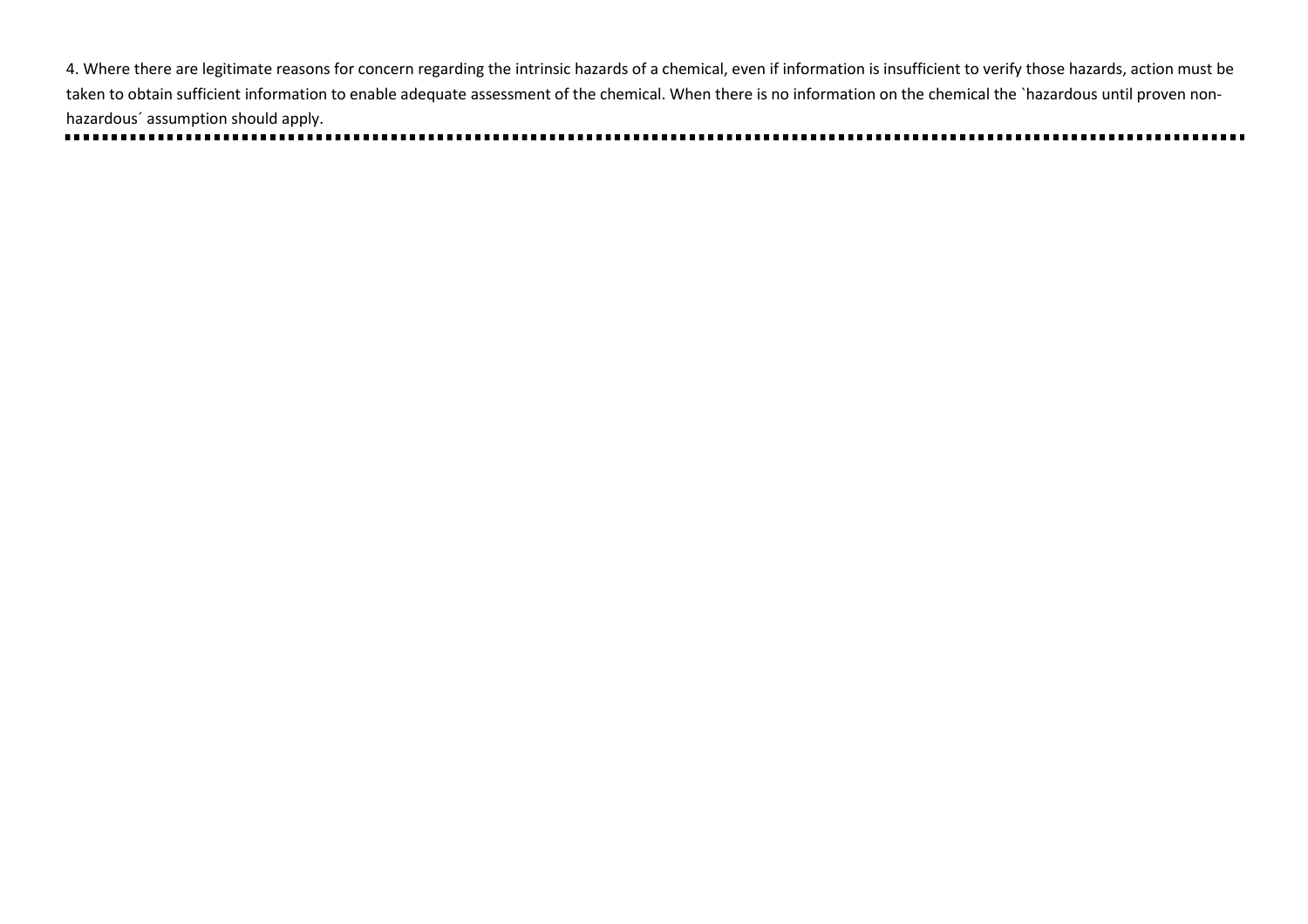4. Where there are legitimate reasons for concern regarding the intrinsic hazards of a chemical, even if information is insufficient to verify those hazards, action must be taken to obtain sufficient information to enable adequate assessment of the chemical. When there is no information on the chemical the `hazardous until proven non-hazardous´ assumption should apply.